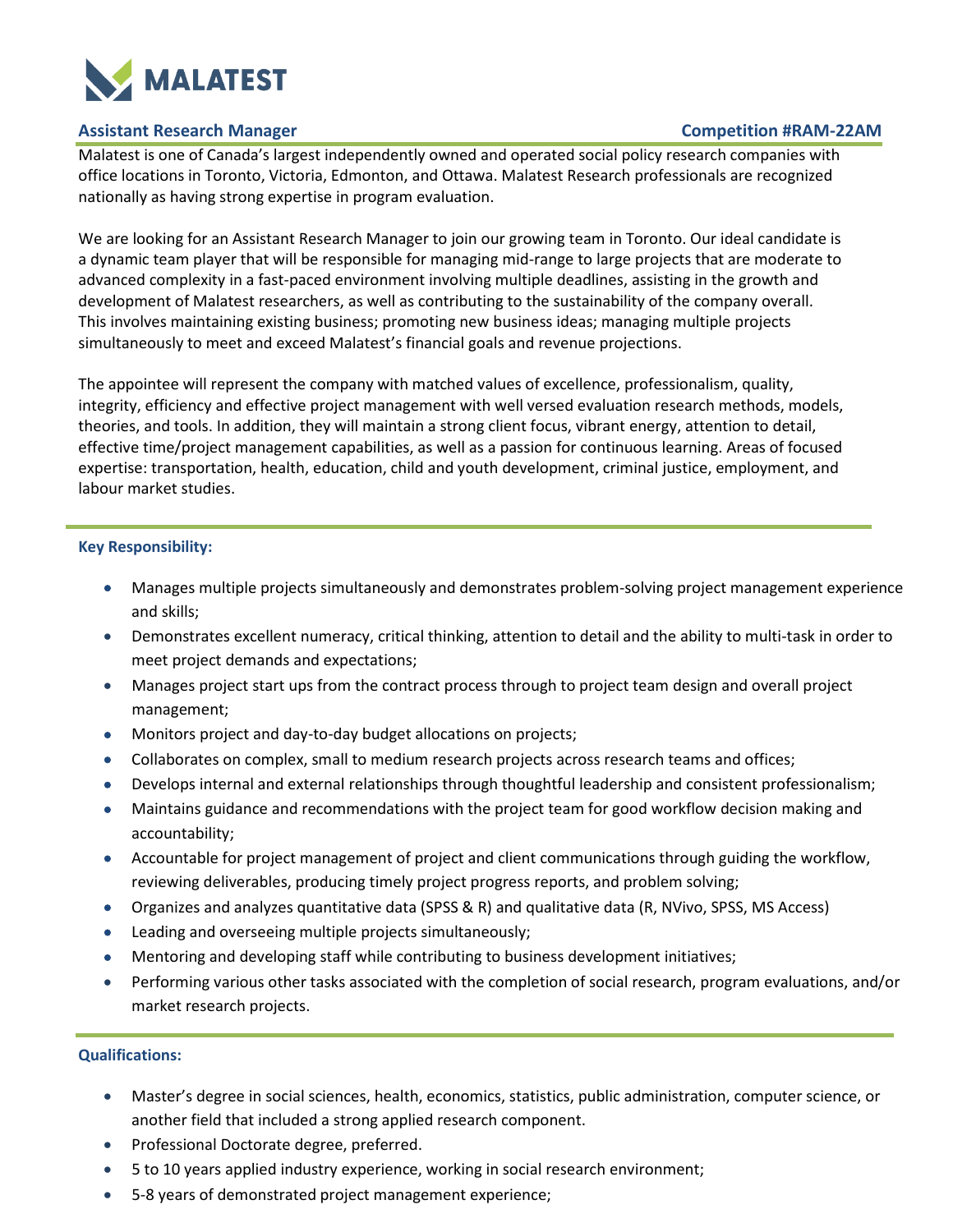# MALATEST

## Assistant Research Manager — Competition #RAM-22AM

Malatest is one of Canada's largest independently owned and operated social policy research companies with office locations in Toronto, Victoria, Edmonton, and Ottawa. Malatest Research professionals are recognized nationally as having strong expertise in program evaluation.

We are looking for an Assistant Research Manager to join our growing team in Toronto. Our ideal candidate is a dynamic team player that will be responsible for managing mid-range to large projects that are moderate to advanced complexity in a fast-paced environment involving multiple deadlines, assisting in the growth and development of Malatest researchers, as well as contributing to the sustainability of the company overall. This involves maintaining existing business; promoting new business ideas; managing multiple projects simultaneously to meet and exceed Malatest's financial goals and revenue projections.

The appointee will represent the company with matched values of excellence, professionalism, quality, integrity, efficiency and effective project management with well versed evaluation research methods, models, theories, and tools. In addition, they will maintain a strong client focus, vibrant energy, attention to detail, effective time/project management capabilities, as well as a passion for continuous learning. Areas of focused expertise: transportation, health, education, child and youth development, criminal justice, employment, and labour market studies.

### Key Responsibility:

- Manages multiple projects simultaneously and demonstrates problem-solving project management experience and skills;
- Demonstrates excellent numeracy, critical thinking, attention to detail and the ability to multi-task in order to meet project demands and expectations;
- Manages project start ups from the contract process through to project team design and overall project management;
- Monitors project and day-to-day budget allocations on projects;
- Collaborates on complex, small to medium research projects across research teams and offices;
- Develops internal and external relationships through thoughtful leadership and consistent professionalism;
- Maintains guidance and recommendations with the project team for good workflow decision making and accountability;
- Accountable for project management of project and client communications through guiding the workflow, reviewing deliverables, producing timely project progress reports, and problem solving;
- Organizes and analyzes quantitative data (SPSS & R) and qualitative data (R, NVivo, SPSS, MS Access)
- Leading and overseeing multiple projects simultaneously;
- Mentoring and developing staff while contributing to business development initiatives;
- Performing various other tasks associated with the completion of social research, program evaluations, and/or market research projects.

### Qualifications:

- Master's degree in social sciences, health, economics, statistics, public administration, computer science, or another field that included a strong applied research component.
- Professional Doctorate degree, preferred.
- 5 to 10 years applied industry experience, working in social research environment;
- 5-8 years of demonstrated project management experience;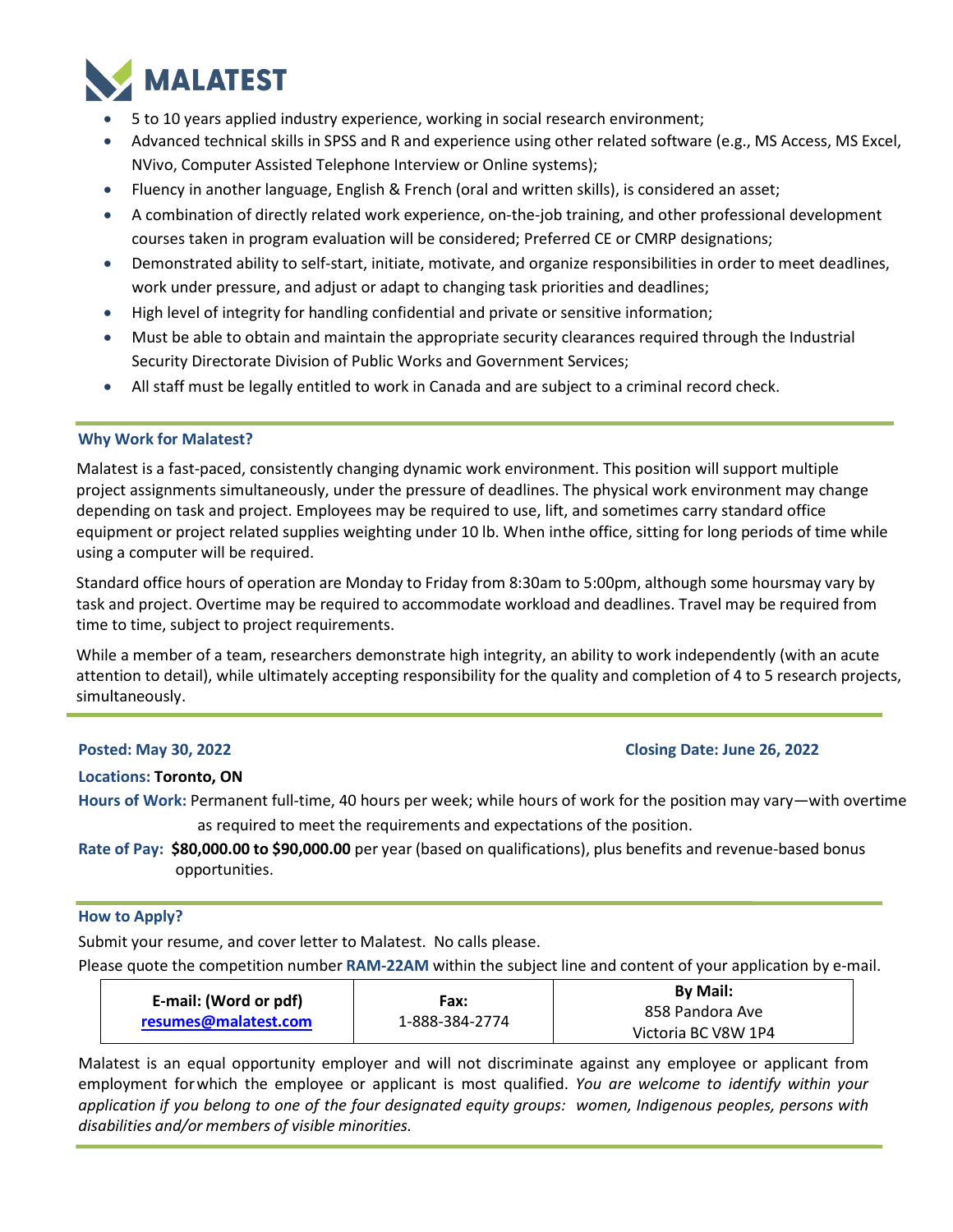- 5 to 10 years applied industry experience, working in social research environment;
- Advanced technical skills in SPSS and R and experience using other related software (e.g., MS Access, MS Excel, NVivo, Computer Assisted Telephone Interview or Online systems);
- Fluency in another language, English & French (oral and written skills), is considered an asset;
- A combination of directly related work experience, on-the-job training, and other professional development courses taken in program evaluation will be considered; Preferred CE or CMRP designations;
- Demonstrated ability to self-start, initiate, motivate, and organize responsibilities in order to meet deadlines, work under pressure, and adjust or adapt to changing task priorities and deadlines;
- High level of integrity for handling confidential and private or sensitive information;
- Must be able to obtain and maintain the appropriate security clearances required through the Industrial Security Directorate Division of Public Works and Government Services;
- All staff must be legally entitled to work in Canada and are subject to a criminal record check.

### Why Work for Malatest?

Malatest is a fast-paced, consistently changing dynamic work environment. This position will support multiple project assignments simultaneously, under the pressure of deadlines. The physical work environment may change depending on task and project. Employees may be required to use, lift, and sometimes carry standard office equipment or project related supplies weighting under 10 lb. When inthe office, sitting for long periods of time while using a computer will be required.

Standard office hours of operation are Monday to Friday from 8:30am to 5:00pm, although some hoursmay vary by task and project. Overtime may be required to accommodate workload and deadlines. Travel may be required from time to time, subject to project requirements.

While a member of a team, researchers demonstrate high integrity, an ability to work independently (with an acute attention to detail), while ultimately accepting responsibility for the quality and completion of 4 to 5 research projects, simultaneously.

**Posted: May 30, 2022** **Closing Date: June 26, 2022**

**Locations: Toronto, ON**

**Hours of Work:** Permanent full-time, 40 hours per week; while hours of work for the position may vary—with overtime as required to meet the requirements and expectations of the position.

**Rate of Pay: $80,000.00 to $90,000.00** per year (based on qualifications), plus benefits and revenue-based bonus opportunities.

### How to Apply?

Submit your resume, and cover letter to Malatest. No calls please.

Please quote the competition number **RAM-22AM** within the subject line and content of your application by e-mail.

| **E-mail: (Word or pdf)** | **Fax:** | **By Mail:** |
|---|---|---|
| resumes@malatest.com | 1-888-384-2774 | 858 Pandora Ave<br>Victoria BC V8W 1P4 |

Malatest is an equal opportunity employer and will not discriminate against any employee or applicant from employment forwhich the employee or applicant is most qualified. *You are welcome to identify within your application if you belong to one of the four designated equity groups: women, Indigenous peoples, persons with disabilities and/or members of visible minorities.*